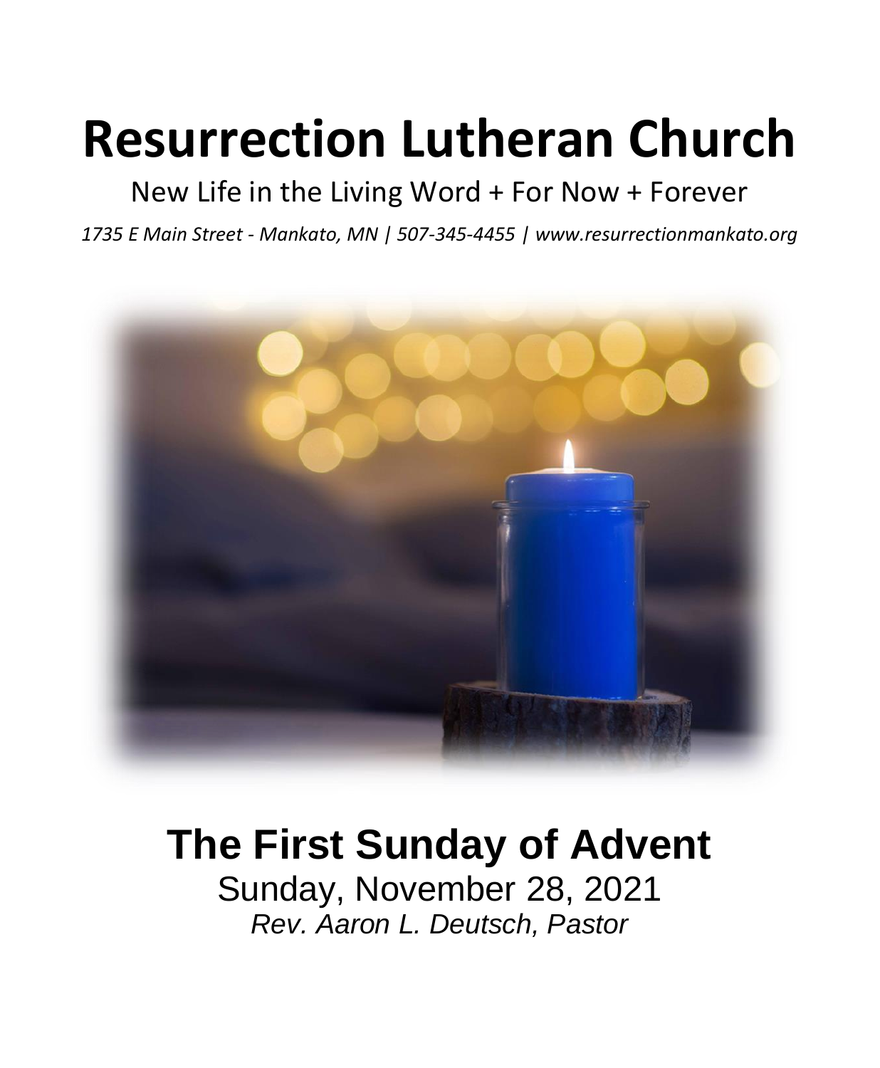# Resurrection Lutheran Church

New Life in the Living Word + For Now + Forever

*1735 E Main Street - Mankato, MN | 507-345-4455 | www.resurrectionmankato.org*

## The First Sunday of Advent

Sunday, November 28, 2021

*Rev. Aaron L. Deutsch, Pastor*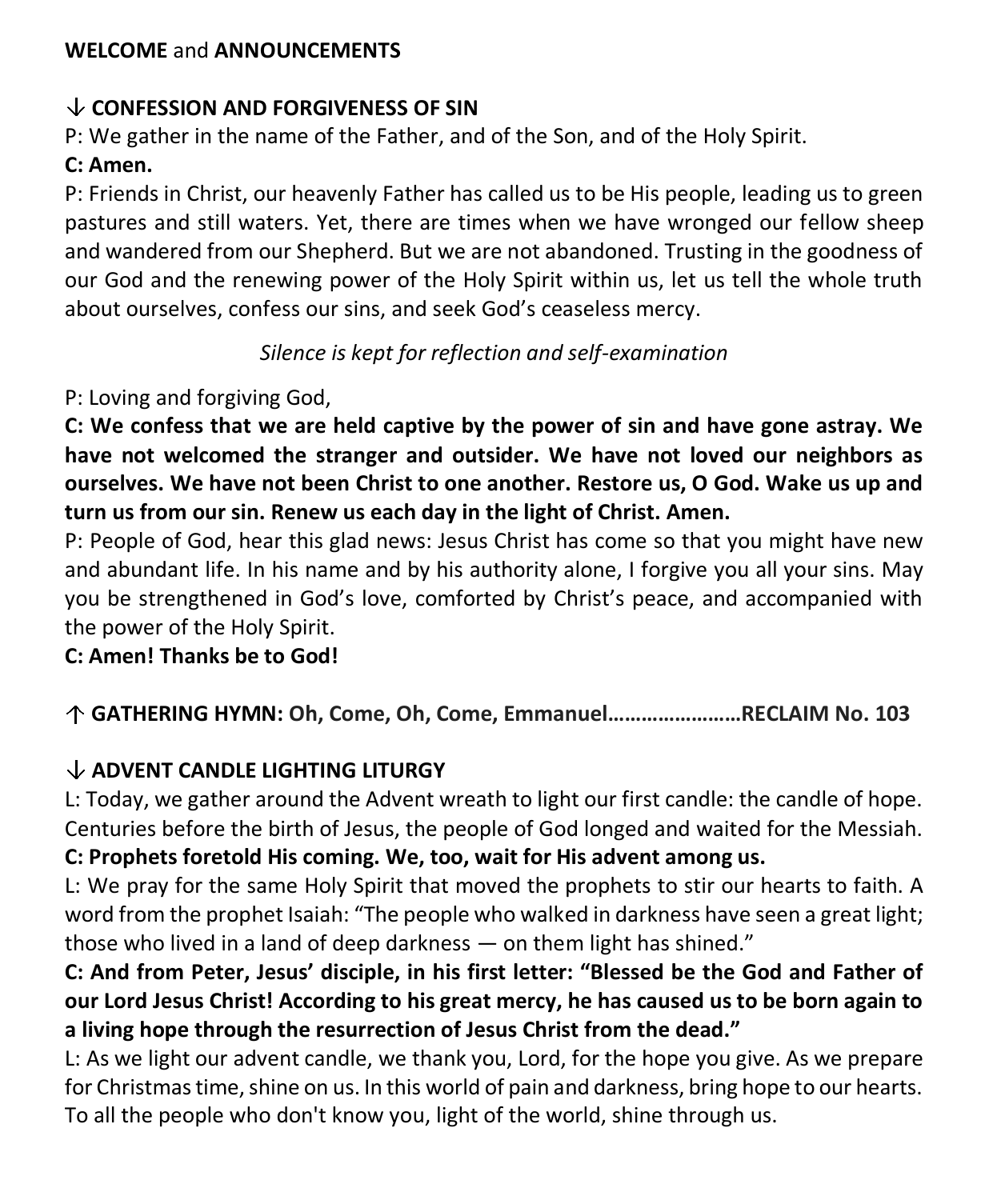**WELCOME** and **ANNOUNCEMENTS**

**↓ CONFESSION AND FORGIVENESS OF SIN**

P: We gather in the name of the Father, and of the Son, and of the Holy Spirit.

**C: Amen.**

P: Friends in Christ, our heavenly Father has called us to be His people, leading us to green pastures and still waters. Yet, there are times when we have wronged our fellow sheep and wandered from our Shepherd. But we are not abandoned. Trusting in the goodness of our God and the renewing power of the Holy Spirit within us, let us tell the whole truth about ourselves, confess our sins, and seek God's ceaseless mercy.

*Silence is kept for reflection and self-examination*

P: Loving and forgiving God,

**C: We confess that we are held captive by the power of sin and have gone astray. We have not welcomed the stranger and outsider. We have not loved our neighbors as ourselves. We have not been Christ to one another. Restore us, O God. Wake us up and turn us from our sin. Renew us each day in the light of Christ. Amen.**

P: People of God, hear this glad news: Jesus Christ has come so that you might have new and abundant life. In his name and by his authority alone, I forgive you all your sins. May you be strengthened in God's love, comforted by Christ's peace, and accompanied with the power of the Holy Spirit.

**C: Amen! Thanks be to God!**

**↑ GATHERING HYMN: Oh, Come, Oh, Come, Emmanuel……………………RECLAIM No. 103**

**↓ ADVENT CANDLE LIGHTING LITURGY**

L: Today, we gather around the Advent wreath to light our first candle: the candle of hope. Centuries before the birth of Jesus, the people of God longed and waited for the Messiah.

**C: Prophets foretold His coming. We, too, wait for His advent among us.**

L: We pray for the same Holy Spirit that moved the prophets to stir our hearts to faith. A word from the prophet Isaiah: "The people who walked in darkness have seen a great light; those who lived in a land of deep darkness — on them light has shined."

**C: And from Peter, Jesus' disciple, in his first letter: "Blessed be the God and Father of our Lord Jesus Christ! According to his great mercy, he has caused us to be born again to a living hope through the resurrection of Jesus Christ from the dead."**

L: As we light our advent candle, we thank you, Lord, for the hope you give. As we prepare for Christmas time, shine on us. In this world of pain and darkness, bring hope to our hearts. To all the people who don't know you, light of the world, shine through us.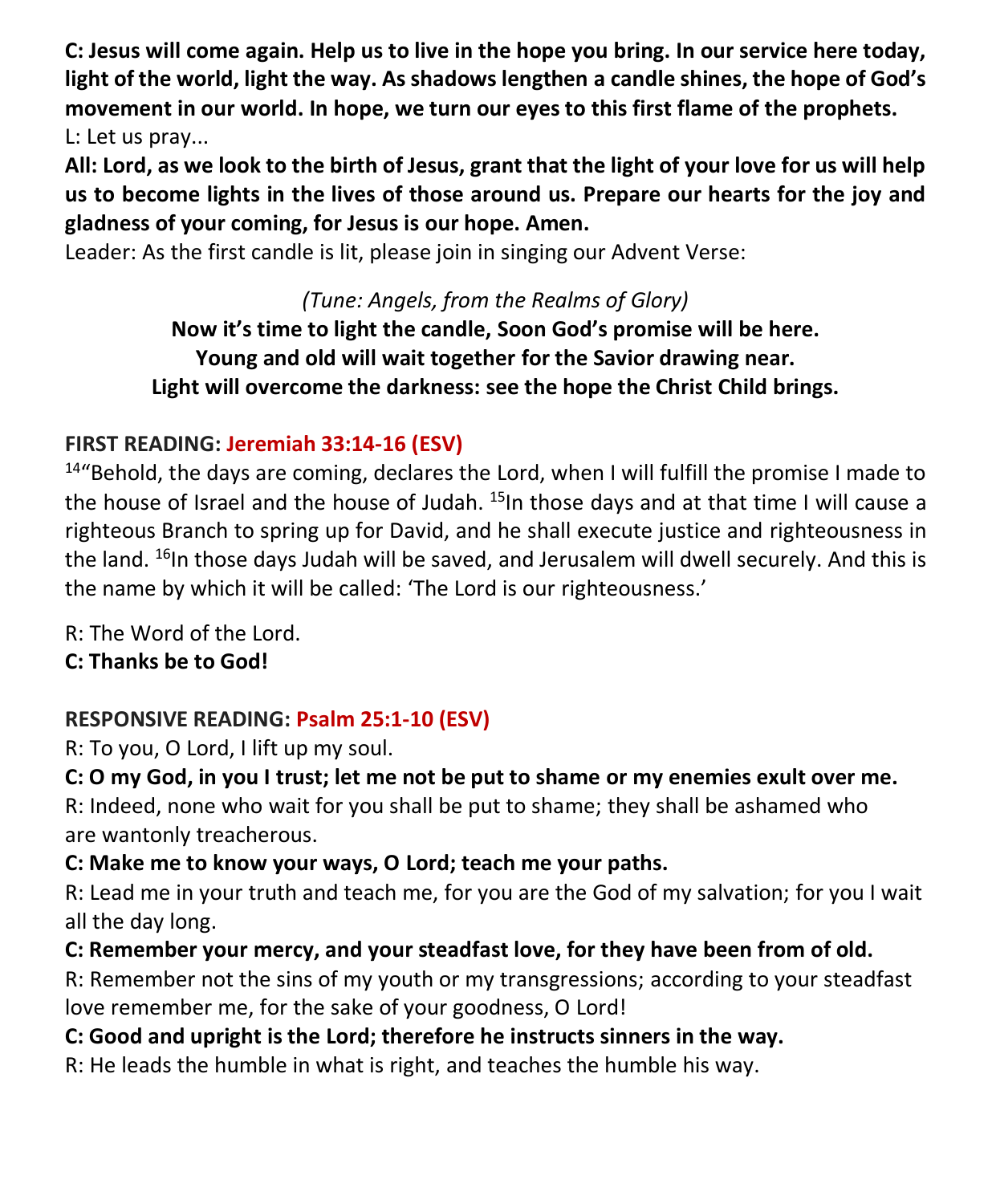**C: Jesus will come again. Help us to live in the hope you bring. In our service here today, light of the world, light the way. As shadows lengthen a candle shines, the hope of God's movement in our world. In hope, we turn our eyes to this first flame of the prophets.**
L: Let us pray...

**All: Lord, as we look to the birth of Jesus, grant that the light of your love for us will help us to become lights in the lives of those around us. Prepare our hearts for the joy and gladness of your coming, for Jesus is our hope. Amen.**

Leader: As the first candle is lit, please join in singing our Advent Verse:

*(Tune: Angels, from the Realms of Glory)*

**Now it's time to light the candle, Soon God's promise will be here.**
**Young and old will wait together for the Savior drawing near.**
**Light will overcome the darkness: see the hope the Christ Child brings.**

**FIRST READING: Jeremiah 33:14-16 (ESV)**

[14]"Behold, the days are coming, declares the Lord, when I will fulfill the promise I made to the house of Israel and the house of Judah. [15]In those days and at that time I will cause a righteous Branch to spring up for David, and he shall execute justice and righteousness in the land. [16]In those days Judah will be saved, and Jerusalem will dwell securely. And this is the name by which it will be called: 'The Lord is our righteousness.'

R: The Word of the Lord.
**C: Thanks be to God!**

**RESPONSIVE READING: Psalm 25:1-10 (ESV)**

R: To you, O Lord, I lift up my soul.

**C: O my God, in you I trust; let me not be put to shame or my enemies exult over me.**

R: Indeed, none who wait for you shall be put to shame; they shall be ashamed who are wantonly treacherous.

**C: Make me to know your ways, O Lord; teach me your paths.**

R: Lead me in your truth and teach me, for you are the God of my salvation; for you I wait all the day long.

**C: Remember your mercy, and your steadfast love, for they have been from of old.**

R: Remember not the sins of my youth or my transgressions; according to your steadfast love remember me, for the sake of your goodness, O Lord!

**C: Good and upright is the Lord; therefore he instructs sinners in the way.**

R: He leads the humble in what is right, and teaches the humble his way.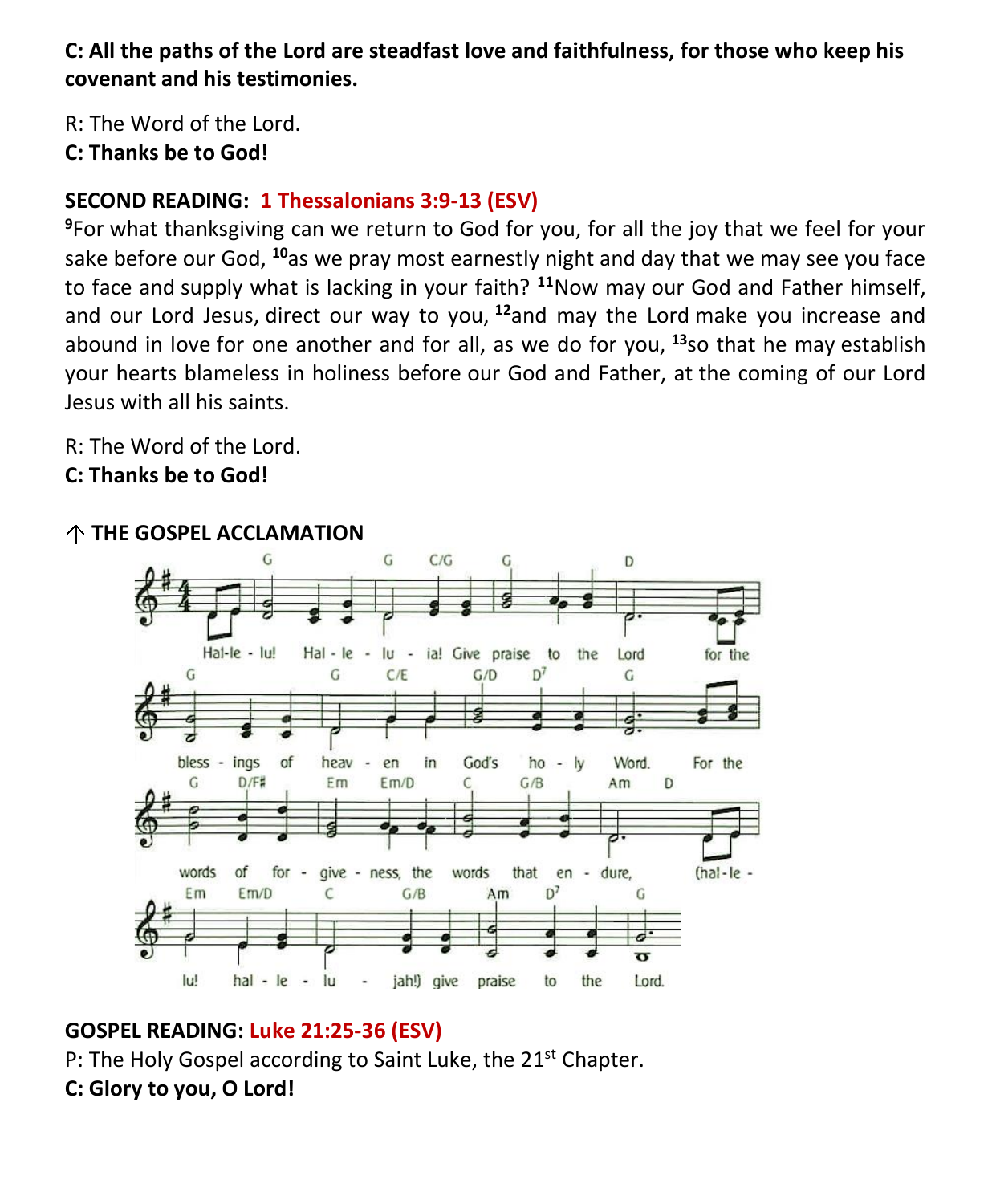**C: All the paths of the Lord are steadfast love and faithfulness, for those who keep his covenant and his testimonies.**

R: The Word of the Lord.
**C: Thanks be to God!**

**SECOND READING:** **1 Thessalonians 3:9-13 (ESV)**
**9**For what thanksgiving can we return to God for you, for all the joy that we feel for your sake before our God, **10**as we pray most earnestly night and day that we may see you face to face and supply what is lacking in your faith? **11**Now may our God and Father himself, and our Lord Jesus, direct our way to you, **12**and may the Lord make you increase and abound in love for one another and for all, as we do for you, **13**so that he may establish your hearts blameless in holiness before our God and Father, at the coming of our Lord Jesus with all his saints.

R: The Word of the Lord.
**C: Thanks be to God!**

**↑ THE GOSPEL ACCLAMATION**

Hal-le-lu! Hal-le-lu-ia! Give praise to the Lord for the blessings of heaven in God's holy Word. For the words of for-give-ness, the words that en-dure, (hal-le-lu! hal-le-lu-jah!) give praise to the Lord.

**GOSPEL READING:** **Luke 21:25-36 (ESV)**
P: The Holy Gospel according to Saint Luke, the 21st Chapter.
**C: Glory to you, O Lord!**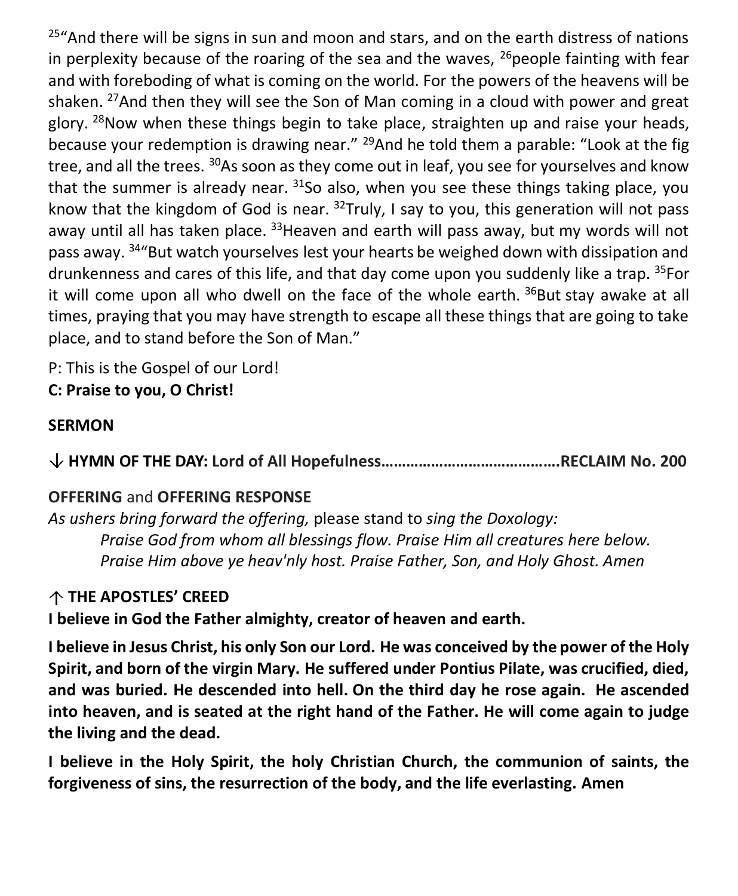[25]"And there will be signs in sun and moon and stars, and on the earth distress of nations in perplexity because of the roaring of the sea and the waves, [26]people fainting with fear and with foreboding of what is coming on the world. For the powers of the heavens will be shaken. [27]And then they will see the Son of Man coming in a cloud with power and great glory. [28]Now when these things begin to take place, straighten up and raise your heads, because your redemption is drawing near." [29]And he told them a parable: "Look at the fig tree, and all the trees. [30]As soon as they come out in leaf, you see for yourselves and know that the summer is already near. [31]So also, when you see these things taking place, you know that the kingdom of God is near. [32]Truly, I say to you, this generation will not pass away until all has taken place. [33]Heaven and earth will pass away, but my words will not pass away. [34]"But watch yourselves lest your hearts be weighed down with dissipation and drunkenness and cares of this life, and that day come upon you suddenly like a trap. [35]For it will come upon all who dwell on the face of the whole earth. [36]But stay awake at all times, praying that you may have strength to escape all these things that are going to take place, and to stand before the Son of Man."

P: This is the Gospel of our Lord!
**C: Praise to you, O Christ!**

**SERMON**

↓ **HYMN OF THE DAY: Lord of All Hopefulness…………………………………..RECLAIM No. 200**

**OFFERING** and **OFFERING RESPONSE**
*As ushers bring forward the offering,* please stand to *sing the Doxology:*

*Praise God from whom all blessings flow. Praise Him all creatures here below. Praise Him above ye heav'nly host. Praise Father, Son, and Holy Ghost. Amen*

↑ **THE APOSTLES' CREED**
**I believe in God the Father almighty, creator of heaven and earth.**

**I believe in Jesus Christ, his only Son our Lord. He was conceived by the power of the Holy Spirit, and born of the virgin Mary. He suffered under Pontius Pilate, was crucified, died, and was buried. He descended into hell. On the third day he rose again. He ascended into heaven, and is seated at the right hand of the Father. He will come again to judge the living and the dead.**

**I believe in the Holy Spirit, the holy Christian Church, the communion of saints, the forgiveness of sins, the resurrection of the body, and the life everlasting. Amen**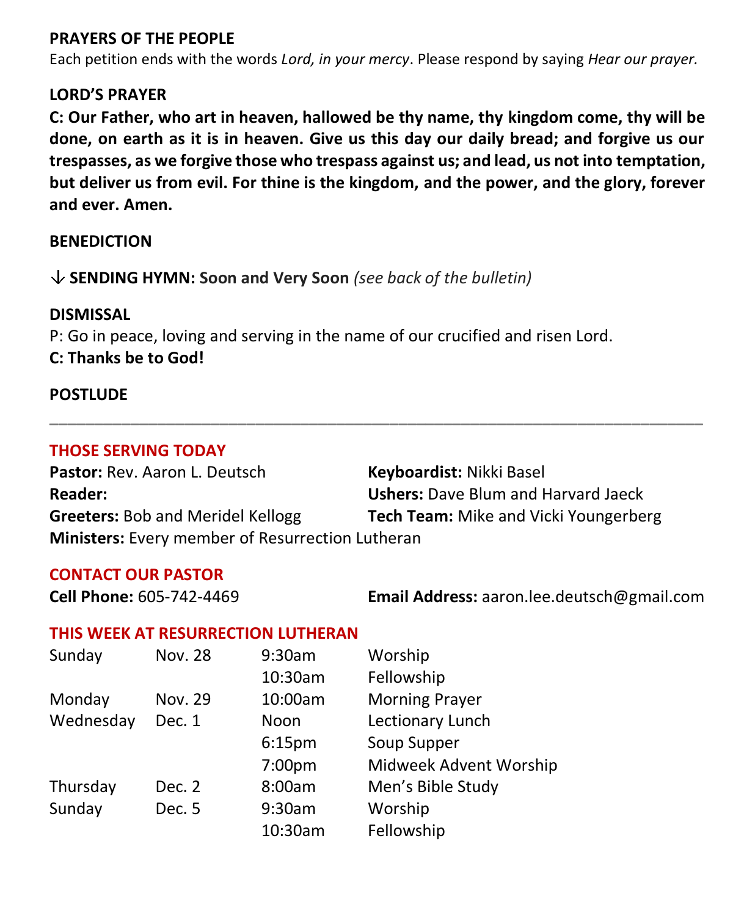**PRAYERS OF THE PEOPLE**

Each petition ends with the words *Lord, in your mercy*. Please respond by saying *Hear our prayer.*

**LORD'S PRAYER**

**C: Our Father, who art in heaven, hallowed be thy name, thy kingdom come, thy will be done, on earth as it is in heaven. Give us this day our daily bread; and forgive us our trespasses, as we forgive those who trespass against us; and lead, us not into temptation, but deliver us from evil. For thine is the kingdom, and the power, and the glory, forever and ever. Amen.**

**BENEDICTION**

↓ **SENDING HYMN: Soon and Very Soon** *(see back of the bulletin)*

**DISMISSAL**

P: Go in peace, loving and serving in the name of our crucified and risen Lord.

**C: Thanks be to God!**

**POSTLUDE**

---

**THOSE SERVING TODAY**

**Pastor:** Rev. Aaron L. Deutsch

**Keyboardist:** Nikki Basel

**Reader:**

**Ushers:** Dave Blum and Harvard Jaeck

**Greeters:** Bob and Meridel Kellogg

**Tech Team:** Mike and Vicki Youngerberg

**Ministers:** Every member of Resurrection Lutheran

**CONTACT OUR PASTOR**

**Cell Phone:** 605-742-4469

**Email Address:** aaron.lee.deutsch@gmail.com

**THIS WEEK AT RESURRECTION LUTHERAN**

| | | | |
|---|---|---|---|
| Sunday | Nov. 28 | 9:30am | Worship |
| | | 10:30am | Fellowship |
| Monday | Nov. 29 | 10:00am | Morning Prayer |
| Wednesday | Dec. 1 | Noon | Lectionary Lunch |
| | | 6:15pm | Soup Supper |
| | | 7:00pm | Midweek Advent Worship |
| Thursday | Dec. 2 | 8:00am | Men's Bible Study |
| Sunday | Dec. 5 | 9:30am | Worship |
| | | 10:30am | Fellowship |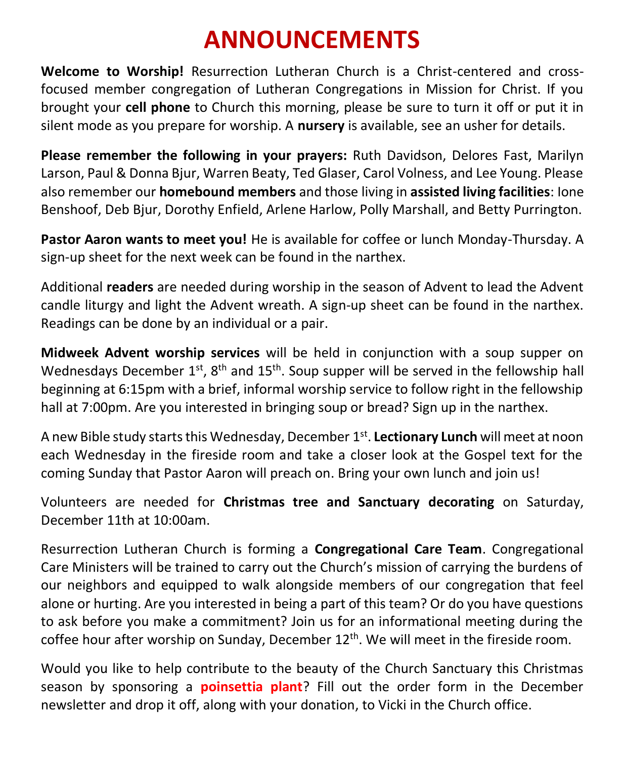# ANNOUNCEMENTS

**Welcome to Worship!** Resurrection Lutheran Church is a Christ-centered and cross-focused member congregation of Lutheran Congregations in Mission for Christ. If you brought your **cell phone** to Church this morning, please be sure to turn it off or put it in silent mode as you prepare for worship. A **nursery** is available, see an usher for details.

**Please remember the following in your prayers:** Ruth Davidson, Delores Fast, Marilyn Larson, Paul & Donna Bjur, Warren Beaty, Ted Glaser, Carol Volness, and Lee Young. Please also remember our **homebound members** and those living in **assisted living facilities**: Ione Benshoof, Deb Bjur, Dorothy Enfield, Arlene Harlow, Polly Marshall, and Betty Purrington.

**Pastor Aaron wants to meet you!** He is available for coffee or lunch Monday-Thursday. A sign-up sheet for the next week can be found in the narthex.

Additional **readers** are needed during worship in the season of Advent to lead the Advent candle liturgy and light the Advent wreath. A sign-up sheet can be found in the narthex. Readings can be done by an individual or a pair.

**Midweek Advent worship services** will be held in conjunction with a soup supper on Wednesdays December 1st, 8th and 15th. Soup supper will be served in the fellowship hall beginning at 6:15pm with a brief, informal worship service to follow right in the fellowship hall at 7:00pm. Are you interested in bringing soup or bread? Sign up in the narthex.

A new Bible study starts this Wednesday, December 1st. **Lectionary Lunch** will meet at noon each Wednesday in the fireside room and take a closer look at the Gospel text for the coming Sunday that Pastor Aaron will preach on. Bring your own lunch and join us!

Volunteers are needed for **Christmas tree and Sanctuary decorating** on Saturday, December 11th at 10:00am.

Resurrection Lutheran Church is forming a **Congregational Care Team**. Congregational Care Ministers will be trained to carry out the Church's mission of carrying the burdens of our neighbors and equipped to walk alongside members of our congregation that feel alone or hurting. Are you interested in being a part of this team? Or do you have questions to ask before you make a commitment? Join us for an informational meeting during the coffee hour after worship on Sunday, December 12th. We will meet in the fireside room.

Would you like to help contribute to the beauty of the Church Sanctuary this Christmas season by sponsoring a **poinsettia plant**? Fill out the order form in the December newsletter and drop it off, along with your donation, to Vicki in the Church office.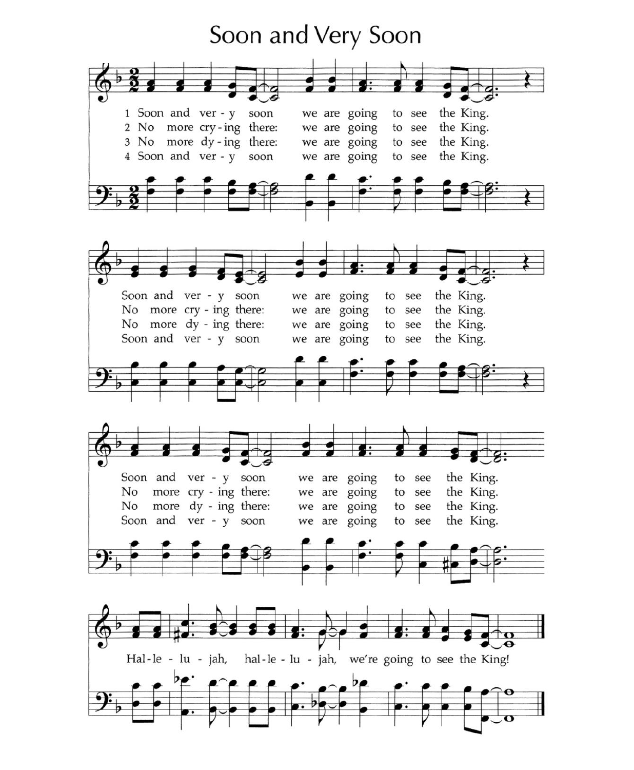# Soon and Very Soon

1 Soon and ver - y soon we are going to see the King.
2 No more cry - ing there: we are going to see the King.
3 No more dy - ing there: we are going to see the King.
4 Soon and ver - y soon we are going to see the King.

Soon and ver - y soon we are going to see the King.
No more cry - ing there: we are going to see the King.
No more dy - ing there: we are going to see the King.
Soon and ver - y soon we are going to see the King.

Soon and ver - y soon we are going to see the King.
No more cry - ing there: we are going to see the King.
No more dy - ing there: we are going to see the King.
Soon and ver - y soon we are going to see the King.

Hal - le - lu - jah, hal - le - lu - jah, we're going to see the King!